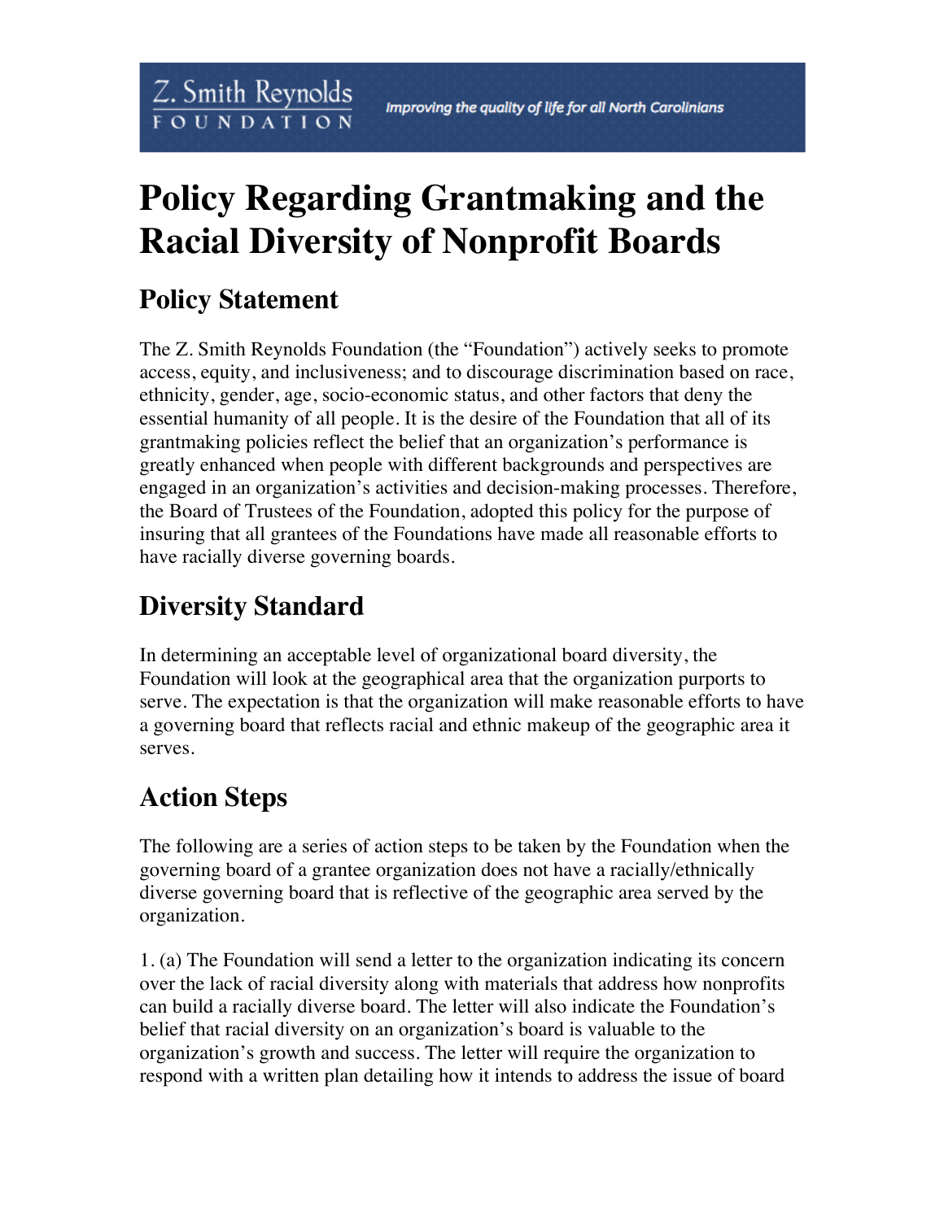Z. Smith Reynolds FOUNDATION — *Improving the quality of life for all North Carolinians*

# Policy Regarding Grantmaking and the Racial Diversity of Nonprofit Boards

## Policy Statement

The Z. Smith Reynolds Foundation (the "Foundation") actively seeks to promote access, equity, and inclusiveness; and to discourage discrimination based on race, ethnicity, gender, age, socio-economic status, and other factors that deny the essential humanity of all people. It is the desire of the Foundation that all of its grantmaking policies reflect the belief that an organization's performance is greatly enhanced when people with different backgrounds and perspectives are engaged in an organization's activities and decision-making processes. Therefore, the Board of Trustees of the Foundation, adopted this policy for the purpose of insuring that all grantees of the Foundations have made all reasonable efforts to have racially diverse governing boards.

## Diversity Standard

In determining an acceptable level of organizational board diversity, the Foundation will look at the geographical area that the organization purports to serve. The expectation is that the organization will make reasonable efforts to have a governing board that reflects racial and ethnic makeup of the geographic area it serves.

## Action Steps

The following are a series of action steps to be taken by the Foundation when the governing board of a grantee organization does not have a racially/ethnically diverse governing board that is reflective of the geographic area served by the organization.

1. (a) The Foundation will send a letter to the organization indicating its concern over the lack of racial diversity along with materials that address how nonprofits can build a racially diverse board. The letter will also indicate the Foundation's belief that racial diversity on an organization's board is valuable to the organization's growth and success. The letter will require the organization to respond with a written plan detailing how it intends to address the issue of board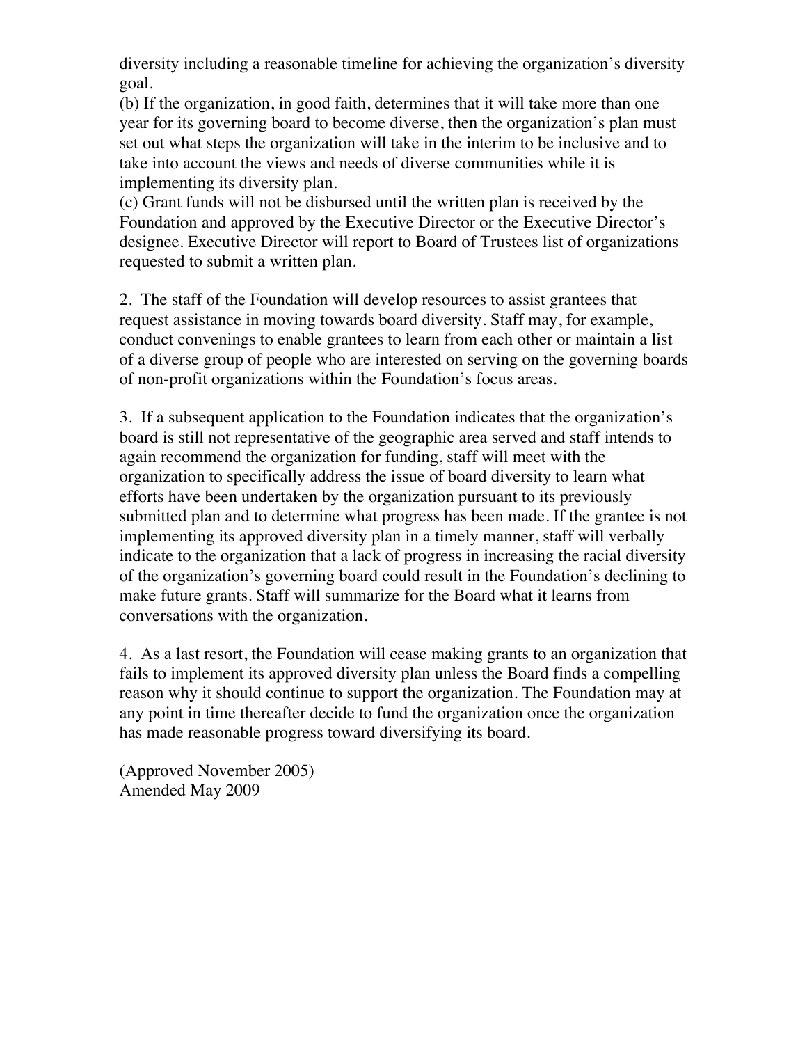diversity including a reasonable timeline for achieving the organization's diversity goal.

(b) If the organization, in good faith, determines that it will take more than one year for its governing board to become diverse, then the organization's plan must set out what steps the organization will take in the interim to be inclusive and to take into account the views and needs of diverse communities while it is implementing its diversity plan.

(c) Grant funds will not be disbursed until the written plan is received by the Foundation and approved by the Executive Director or the Executive Director's designee. Executive Director will report to Board of Trustees list of organizations requested to submit a written plan.

2. The staff of the Foundation will develop resources to assist grantees that request assistance in moving towards board diversity. Staff may, for example, conduct convenings to enable grantees to learn from each other or maintain a list of a diverse group of people who are interested on serving on the governing boards of non-profit organizations within the Foundation's focus areas.

3. If a subsequent application to the Foundation indicates that the organization's board is still not representative of the geographic area served and staff intends to again recommend the organization for funding, staff will meet with the organization to specifically address the issue of board diversity to learn what efforts have been undertaken by the organization pursuant to its previously submitted plan and to determine what progress has been made. If the grantee is not implementing its approved diversity plan in a timely manner, staff will verbally indicate to the organization that a lack of progress in increasing the racial diversity of the organization's governing board could result in the Foundation's declining to make future grants. Staff will summarize for the Board what it learns from conversations with the organization.

4. As a last resort, the Foundation will cease making grants to an organization that fails to implement its approved diversity plan unless the Board finds a compelling reason why it should continue to support the organization. The Foundation may at any point in time thereafter decide to fund the organization once the organization has made reasonable progress toward diversifying its board.

(Approved November 2005)
Amended May 2009